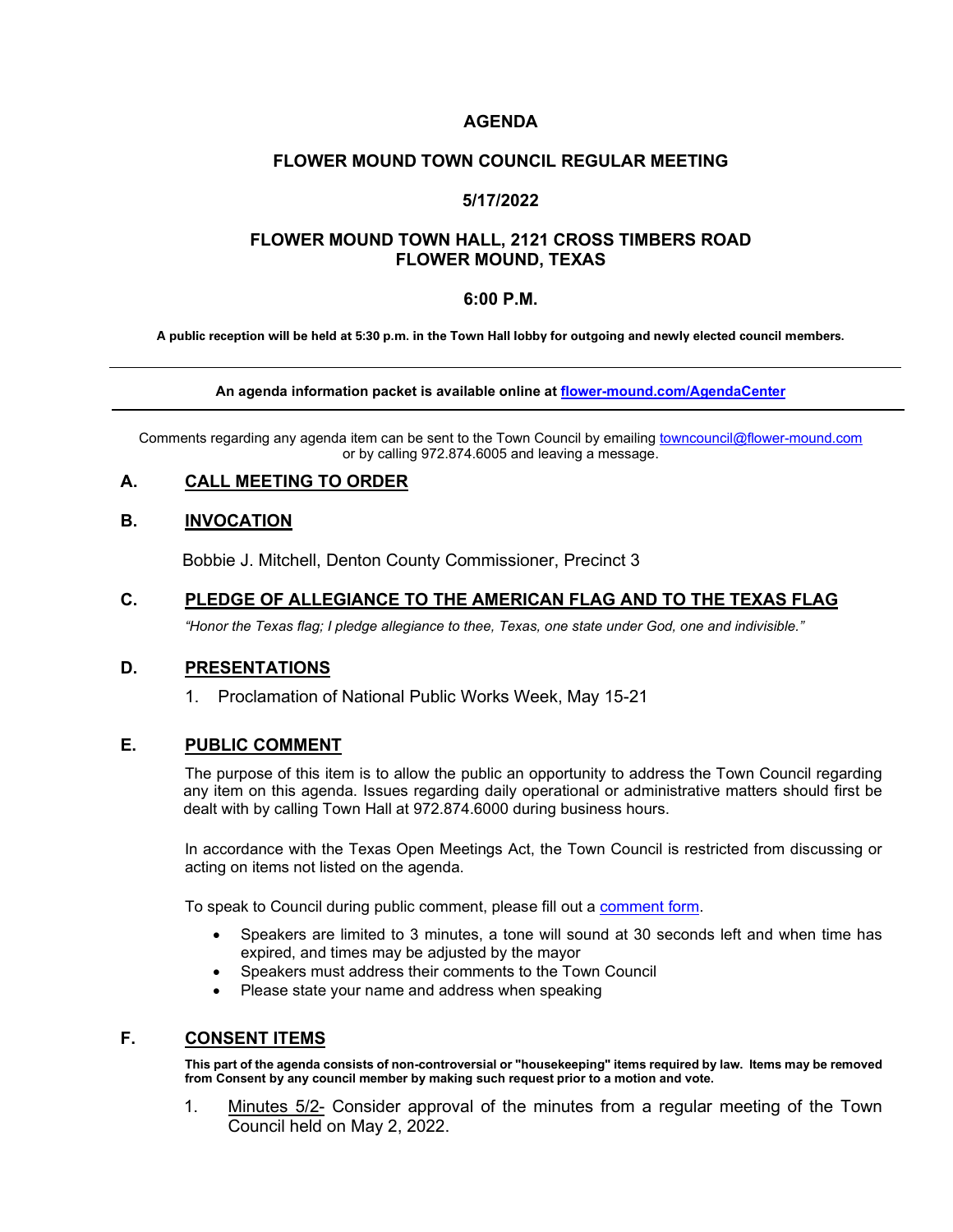# AGENDA

## FLOWER MOUND TOWN COUNCIL REGULAR MEETING

## 5/17/2022

## FLOWER MOUND TOWN HALL, 2121 CROSS TIMBERS ROAD FLOWER MOUND, TEXAS

## 6:00 P.M.

**A public reception will be held at 5:30 p.m. in the Town Hall lobby for outgoing and newly elected council members.**

---

**An agenda information packet is available online at [flower-mound.com/AgendaCenter](flower-mound.com/AgendaCenter)**

---

Comments regarding any agenda item can be sent to the Town Council by emailing towncouncil@flower-mound.com or by calling 972.874.6005 and leaving a message.

### A. CALL MEETING TO ORDER

### B. INVOCATION

Bobbie J. Mitchell, Denton County Commissioner, Precinct 3

### C. PLEDGE OF ALLEGIANCE TO THE AMERICAN FLAG AND TO THE TEXAS FLAG

*"Honor the Texas flag; I pledge allegiance to thee, Texas, one state under God, one and indivisible."*

### D. PRESENTATIONS

1. Proclamation of National Public Works Week, May 15-21

### E. PUBLIC COMMENT

The purpose of this item is to allow the public an opportunity to address the Town Council regarding any item on this agenda. Issues regarding daily operational or administrative matters should first be dealt with by calling Town Hall at 972.874.6000 during business hours.

In accordance with the Texas Open Meetings Act, the Town Council is restricted from discussing or acting on items not listed on the agenda.

To speak to Council during public comment, please fill out a comment form.

- Speakers are limited to 3 minutes, a tone will sound at 30 seconds left and when time has expired, and times may be adjusted by the mayor
- Speakers must address their comments to the Town Council
- Please state your name and address when speaking

### F. CONSENT ITEMS

**This part of the agenda consists of non-controversial or "housekeeping" items required by law. Items may be removed from Consent by any council member by making such request prior to a motion and vote.**

1. Minutes 5/2- Consider approval of the minutes from a regular meeting of the Town Council held on May 2, 2022.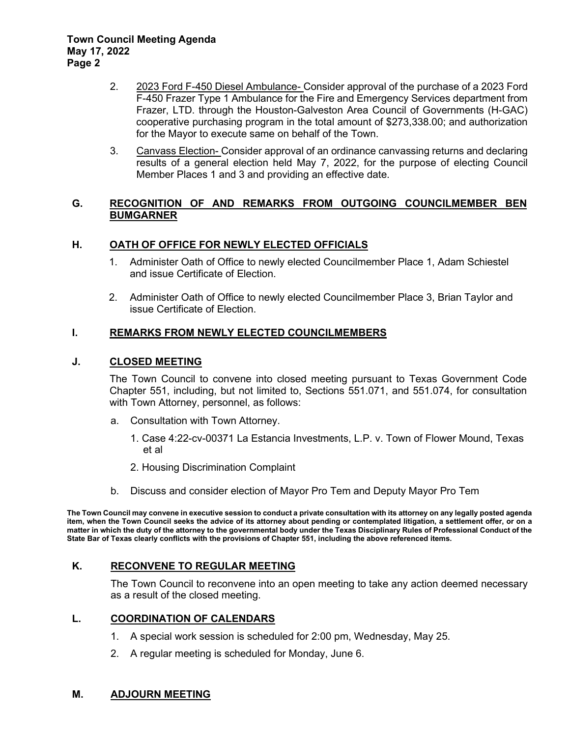2. 2023 Ford F-450 Diesel Ambulance- Consider approval of the purchase of a 2023 Ford F-450 Frazer Type 1 Ambulance for the Fire and Emergency Services department from Frazer, LTD. through the Houston-Galveston Area Council of Governments (H-GAC) cooperative purchasing program in the total amount of $273,338.00; and authorization for the Mayor to execute same on behalf of the Town.

3. Canvass Election- Consider approval of an ordinance canvassing returns and declaring results of a general election held May 7, 2022, for the purpose of electing Council Member Places 1 and 3 and providing an effective date.

## G. RECOGNITION OF AND REMARKS FROM OUTGOING COUNCILMEMBER BEN BUMGARNER

## H. OATH OF OFFICE FOR NEWLY ELECTED OFFICIALS

1. Administer Oath of Office to newly elected Councilmember Place 1, Adam Schiestel and issue Certificate of Election.

2. Administer Oath of Office to newly elected Councilmember Place 3, Brian Taylor and issue Certificate of Election.

## I. REMARKS FROM NEWLY ELECTED COUNCILMEMBERS

## J. CLOSED MEETING

The Town Council to convene into closed meeting pursuant to Texas Government Code Chapter 551, including, but not limited to, Sections 551.071, and 551.074, for consultation with Town Attorney, personnel, as follows:

a. Consultation with Town Attorney.

   1. Case 4:22-cv-00371 La Estancia Investments, L.P. v. Town of Flower Mound, Texas et al

   2. Housing Discrimination Complaint

b. Discuss and consider election of Mayor Pro Tem and Deputy Mayor Pro Tem

**The Town Council may convene in executive session to conduct a private consultation with its attorney on any legally posted agenda item, when the Town Council seeks the advice of its attorney about pending or contemplated litigation, a settlement offer, or on a matter in which the duty of the attorney to the governmental body under the Texas Disciplinary Rules of Professional Conduct of the State Bar of Texas clearly conflicts with the provisions of Chapter 551, including the above referenced items.**

## K. RECONVENE TO REGULAR MEETING

The Town Council to reconvene into an open meeting to take any action deemed necessary as a result of the closed meeting.

## L. COORDINATION OF CALENDARS

1. A special work session is scheduled for 2:00 pm, Wednesday, May 25.

2. A regular meeting is scheduled for Monday, June 6.

## M. ADJOURN MEETING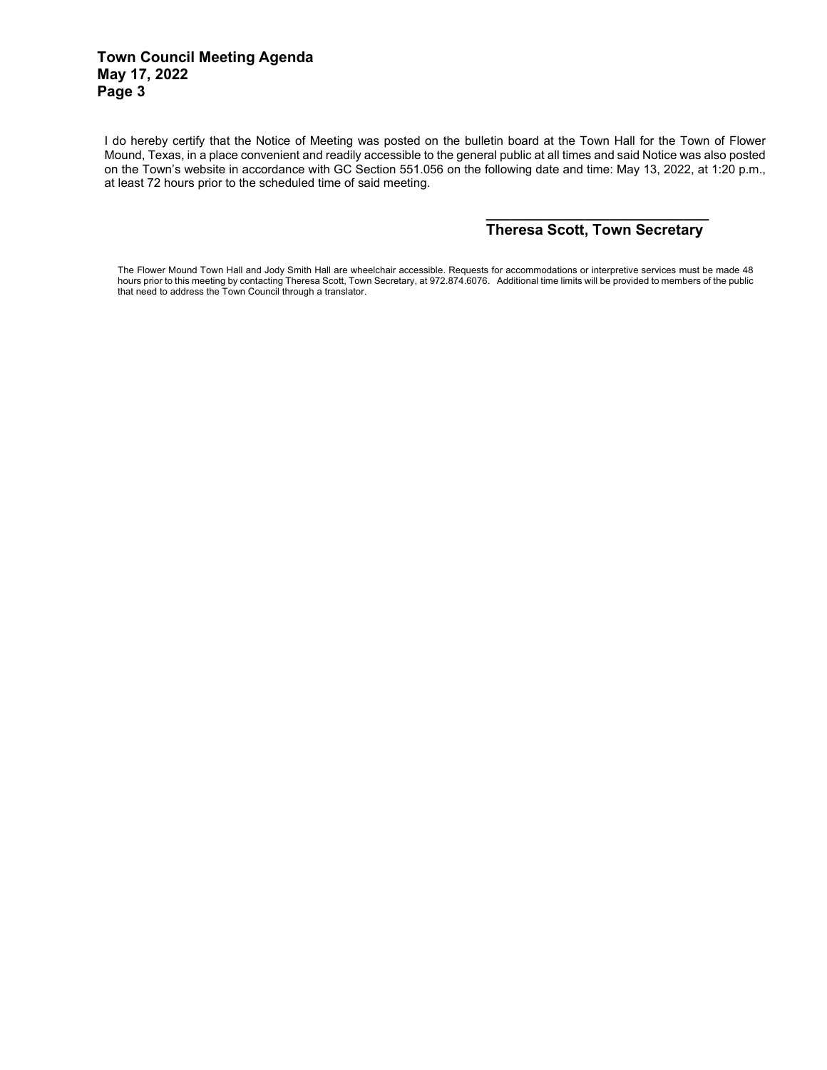I do hereby certify that the Notice of Meeting was posted on the bulletin board at the Town Hall for the Town of Flower Mound, Texas, in a place convenient and readily accessible to the general public at all times and said Notice was also posted on the Town's website in accordance with GC Section 551.056 on the following date and time: May 13, 2022, at 1:20 p.m., at least 72 hours prior to the scheduled time of said meeting.

\_\_\_\_\_\_\_\_\_\_\_\_\_\_\_\_\_\_\_\_\_\_\_\_\_\_\_\_\_\_

**Theresa Scott, Town Secretary**

The Flower Mound Town Hall and Jody Smith Hall are wheelchair accessible. Requests for accommodations or interpretive services must be made 48 hours prior to this meeting by contacting Theresa Scott, Town Secretary, at 972.874.6076. Additional time limits will be provided to members of the public that need to address the Town Council through a translator.